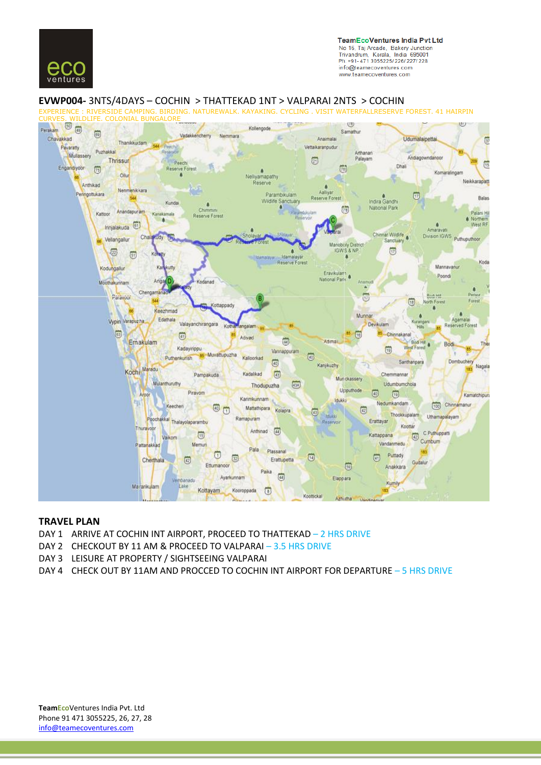TeamEcoVentures India Pvt Ltd
No 15, Taj Arcade, Bakery Junction
Trivandrum, Kerala, India 695001
Ph: +91- 471 3055225/ 226/ 227/ 228
info@teamecoventures.com
www.teamecoventures.com

## **EVWP004-** 3NTS/4DAYS – COCHIN > THATTEKAD 1NT > VALPARAI 2NTS > COCHIN

EXPERIENCE : RIVERSIDE CAMPING. BIRDING. NATUREWALK. KAYAKING. CYCLING . VISIT WATERFALLRESERVE FOREST. 41 HAIRPIN CURVES. WILDLIFE. COLONIAL BUNGALORE

## TRAVEL PLAN

DAY 1 ARRIVE AT COCHIN INT AIRPORT, PROCEED TO THATTEKAD – 2 HRS DRIVE
DAY 2 CHECKOUT BY 11 AM & PROCEED TO VALPARAI – 3.5 HRS DRIVE
DAY 3 LEISURE AT PROPERTY / SIGHTSEEING VALPARAI
DAY 4 CHECK OUT BY 11AM AND PROCCED TO COCHIN INT AIRPORT FOR DEPARTURE – 5 HRS DRIVE

**Team**EcoVentures India Pvt. Ltd
Phone 91 471 3055225, 26, 27, 28
info@teamecoventures.com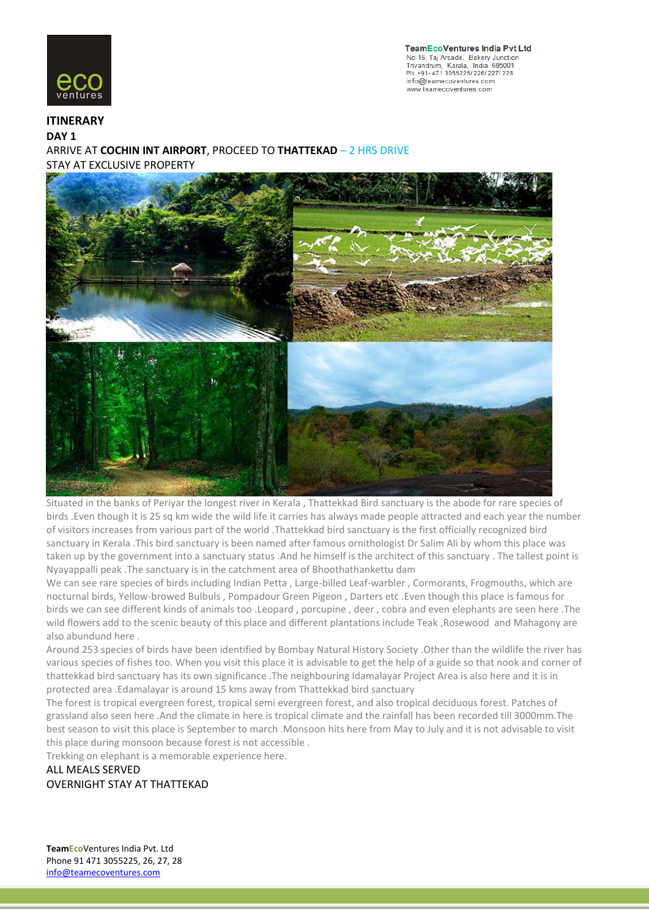## ITINERARY

### DAY 1

ARRIVE AT **COCHIN INT AIRPORT**, PROCEED TO **THATTEKAD** – 2 HRS DRIVE

STAY AT EXCLUSIVE PROPERTY

Situated in the banks of Periyar the longest river in Kerala , Thattekkad Bird sanctuary is the abode for rare species of birds .Even though it is 25 sq km wide the wild life it carries has always made people attracted and each year the number of visitors increases from various part of the world .Thattekkad bird sanctuary is the first officially recognized bird sanctuary in Kerala .This bird sanctuary is been named after famous ornithologist Dr Salim Ali by whom this place was taken up by the government into a sanctuary status .And he himself is the architect of this sanctuary . The tallest point is Nyayappalli peak .The sanctuary is in the catchment area of Bhoothathankettu dam

We can see rare species of birds including Indian Petta , Large-billed Leaf-warbler , Cormorants, Frogmouths, which are nocturnal birds, Yellow-browed Bulbuls , Pompadour Green Pigeon , Darters etc .Even though this place is famous for birds we can see different kinds of animals too .Leopard , porcupine , deer , cobra and even elephants are seen here .The wild flowers add to the scenic beauty of this place and different plantations include Teak ,Rosewood and Mahagony are also abundund here .

Around 253 species of birds have been identified by Bombay Natural History Society .Other than the wildlife the river has various species of fishes too. When you visit this place it is advisable to get the help of a guide so that nook and corner of thattekkad bird sanctuary has its own significance .The neighbouring Idamalayar Project Area is also here and it is in protected area .Edamalayar is around 15 kms away from Thattekkad bird sanctuary

The forest is tropical evergreen forest, tropical semi evergreen forest, and also tropical deciduous forest. Patches of grassland also seen here .And the climate in here is tropical climate and the rainfall has been recorded till 3000mm.The best season to visit this place is September to march .Monsoon hits here from May to July and it is not advisable to visit this place during monsoon because forest is not accessible .

Trekking on elephant is a memorable experience here.

ALL MEALS SERVED

OVERNIGHT STAY AT THATTEKAD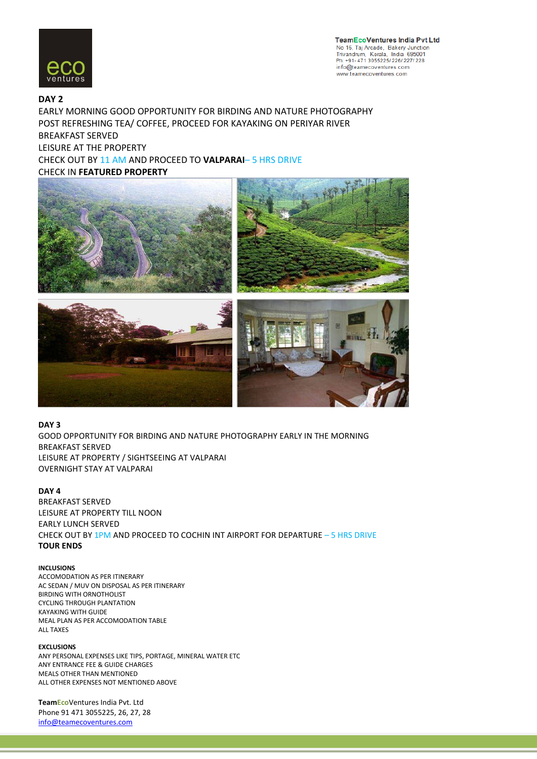**DAY 2**

EARLY MORNING GOOD OPPORTUNITY FOR BIRDING AND NATURE PHOTOGRAPHY
POST REFRESHING TEA/ COFFEE, PROCEED FOR KAYAKING ON PERIYAR RIVER
BREAKFAST SERVED
LEISURE AT THE PROPERTY
CHECK OUT BY 11 AM AND PROCEED TO **VALPARAI**– 5 HRS DRIVE
CHECK IN **FEATURED PROPERTY**

**DAY 3**

GOOD OPPORTUNITY FOR BIRDING AND NATURE PHOTOGRAPHY EARLY IN THE MORNING
BREAKFAST SERVED
LEISURE AT PROPERTY / SIGHTSEEING AT VALPARAI
OVERNIGHT STAY AT VALPARAI

**DAY 4**

BREAKFAST SERVED
LEISURE AT PROPERTY TILL NOON
EARLY LUNCH SERVED
CHECK OUT BY 1PM AND PROCEED TO COCHIN INT AIRPORT FOR DEPARTURE – 5 HRS DRIVE
**TOUR ENDS**

**INCLUSIONS**

ACCOMODATION AS PER ITINERARY
AC SEDAN / MUV ON DISPOSAL AS PER ITINERARY
BIRDING WITH ORNOTHOLIST
CYCLING THROUGH PLANTATION
KAYAKING WITH GUIDE
MEAL PLAN AS PER ACCOMODATION TABLE
ALL TAXES

**EXCLUSIONS**

ANY PERSONAL EXPENSES LIKE TIPS, PORTAGE, MINERAL WATER ETC
ANY ENTRANCE FEE & GUIDE CHARGES
MEALS OTHER THAN MENTIONED
ALL OTHER EXPENSES NOT MENTIONED ABOVE

**TeamEco**Ventures India Pvt. Ltd
Phone 91 471 3055225, 26, 27, 28
info@teamecoventures.com